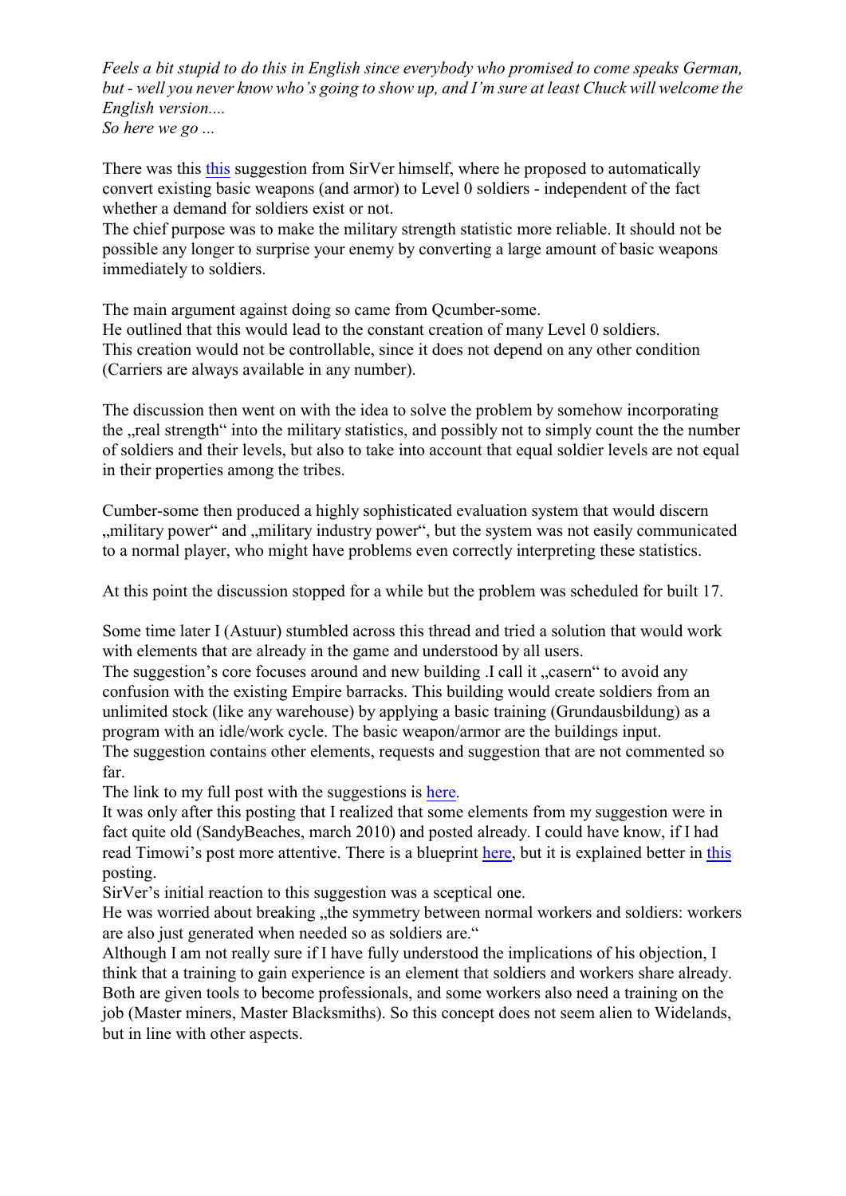*Feels a bit stupid to do this in English since everybody who promised to come speaks German, but - well you never know who's going to show up, and I'm sure at least Chuck will welcome the English version....*
*So here we go ...*

There was this this suggestion from SirVer himself, where he proposed to automatically convert existing basic weapons (and armor) to Level 0 soldiers - independent of the fact whether a demand for soldiers exist or not.
The chief purpose was to make the military strength statistic more reliable. It should not be possible any longer to surprise your enemy by converting a large amount of basic weapons immediately to soldiers.

The main argument against doing so came from Qcumber-some.
He outlined that this would lead to the constant creation of many Level 0 soldiers.
This creation would not be controllable, since it does not depend on any other condition (Carriers are always available in any number).

The discussion then went on with the idea to solve the problem by somehow incorporating the „real strength" into the military statistics, and possibly not to simply count the the number of soldiers and their levels, but also to take into account that equal soldier levels are not equal in their properties among the tribes.

Cumber-some then produced a highly sophisticated evaluation system that would discern „military power" and „military industry power", but the system was not easily communicated to a normal player, who might have problems even correctly interpreting these statistics.

At this point the discussion stopped for a while but the problem was scheduled for built 17.

Some time later I (Astuur) stumbled across this thread and tried a solution that would work with elements that are already in the game and understood by all users.
The suggestion's core focuses around and new building .I call it „casern" to avoid any confusion with the existing Empire barracks. This building would create soldiers from an unlimited stock (like any warehouse) by applying a basic training (Grundausbildung) as a program with an idle/work cycle. The basic weapon/armor are the buildings input.
The suggestion contains other elements, requests and suggestion that are not commented so far.
The link to my full post with the suggestions is here.
It was only after this posting that I realized that some elements from my suggestion were in fact quite old (SandyBeaches, march 2010) and posted already. I could have know, if I had read Timowi's post more attentive. There is a blueprint here, but it is explained better in this posting.
SirVer's initial reaction to this suggestion was a sceptical one.
He was worried about breaking „the symmetry between normal workers and soldiers: workers are also just generated when needed so as soldiers are."
Although I am not really sure if I have fully understood the implications of his objection, I think that a training to gain experience is an element that soldiers and workers share already. Both are given tools to become professionals, and some workers also need a training on the job (Master miners, Master Blacksmiths). So this concept does not seem alien to Widelands, but in line with other aspects.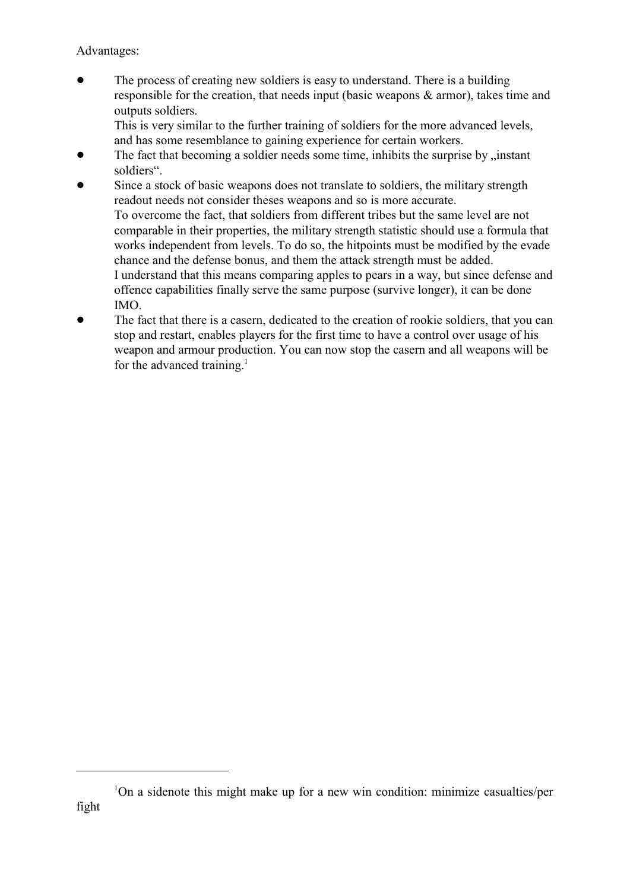Advantages:

- The process of creating new soldiers is easy to understand. There is a building responsible for the creation, that needs input (basic weapons & armor), takes time and outputs soldiers.
  This is very similar to the further training of soldiers for the more advanced levels, and has some resemblance to gaining experience for certain workers.
- The fact that becoming a soldier needs some time, inhibits the surprise by „instant soldiers“.
- Since a stock of basic weapons does not translate to soldiers, the military strength readout needs not consider theses weapons and so is more accurate.
  To overcome the fact, that soldiers from different tribes but the same level are not comparable in their properties, the military strength statistic should use a formula that works independent from levels. To do so, the hitpoints must be modified by the evade chance and the defense bonus, and them the attack strength must be added.
  I understand that this means comparing apples to pears in a way, but since defense and offence capabilities finally serve the same purpose (survive longer), it can be done IMO.
- The fact that there is a casern, dedicated to the creation of rookie soldiers, that you can stop and restart, enables players for the first time to have a control over usage of his weapon and armour production. You can now stop the casern and all weapons will be for the advanced training.[1]

---

[1] On a sidenote this might make up for a new win condition: minimize casualties/per fight